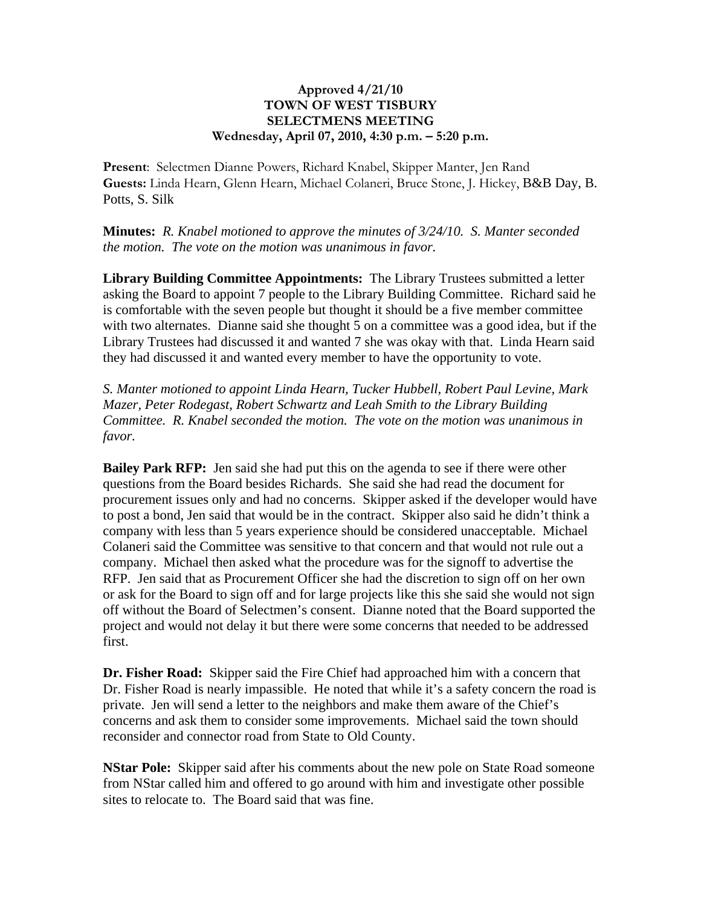**Approved 4/21/10**
**TOWN OF WEST TISBURY**
**SELECTMENS MEETING**
**Wednesday, April 07, 2010, 4:30 p.m. – 5:20 p.m.**

**Present**: Selectmen Dianne Powers, Richard Knabel, Skipper Manter, Jen Rand
**Guests:** Linda Hearn, Glenn Hearn, Michael Colaneri, Bruce Stone, J. Hickey, B&B Day, B. Potts, S. Silk

**Minutes:** *R. Knabel motioned to approve the minutes of 3/24/10. S. Manter seconded the motion. The vote on the motion was unanimous in favor.*

**Library Building Committee Appointments:** The Library Trustees submitted a letter asking the Board to appoint 7 people to the Library Building Committee. Richard said he is comfortable with the seven people but thought it should be a five member committee with two alternates. Dianne said she thought 5 on a committee was a good idea, but if the Library Trustees had discussed it and wanted 7 she was okay with that. Linda Hearn said they had discussed it and wanted every member to have the opportunity to vote.

*S. Manter motioned to appoint Linda Hearn, Tucker Hubbell, Robert Paul Levine, Mark Mazer, Peter Rodegast, Robert Schwartz and Leah Smith to the Library Building Committee. R. Knabel seconded the motion. The vote on the motion was unanimous in favor.*

**Bailey Park RFP:** Jen said she had put this on the agenda to see if there were other questions from the Board besides Richards. She said she had read the document for procurement issues only and had no concerns. Skipper asked if the developer would have to post a bond, Jen said that would be in the contract. Skipper also said he didn't think a company with less than 5 years experience should be considered unacceptable. Michael Colaneri said the Committee was sensitive to that concern and that would not rule out a company. Michael then asked what the procedure was for the signoff to advertise the RFP. Jen said that as Procurement Officer she had the discretion to sign off on her own or ask for the Board to sign off and for large projects like this she said she would not sign off without the Board of Selectmen's consent. Dianne noted that the Board supported the project and would not delay it but there were some concerns that needed to be addressed first.

**Dr. Fisher Road:** Skipper said the Fire Chief had approached him with a concern that Dr. Fisher Road is nearly impassible. He noted that while it's a safety concern the road is private. Jen will send a letter to the neighbors and make them aware of the Chief's concerns and ask them to consider some improvements. Michael said the town should reconsider and connector road from State to Old County.

**NStar Pole:** Skipper said after his comments about the new pole on State Road someone from NStar called him and offered to go around with him and investigate other possible sites to relocate to. The Board said that was fine.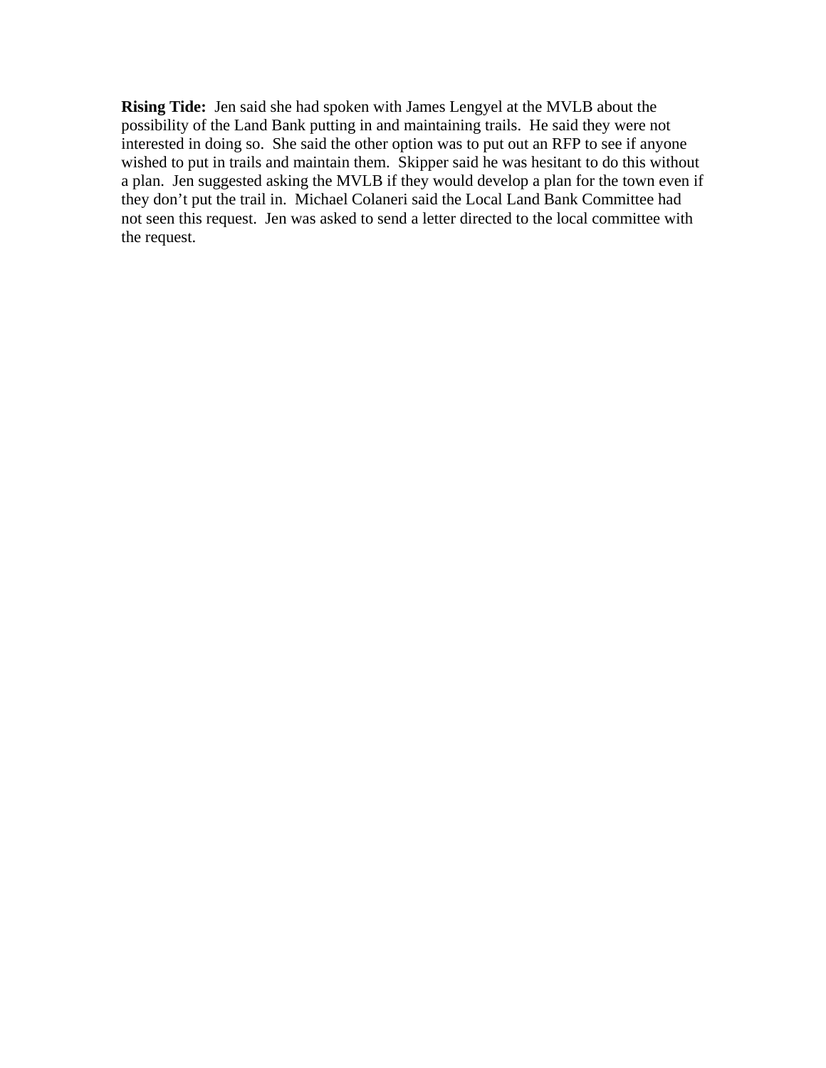**Rising Tide:** Jen said she had spoken with James Lengyel at the MVLB about the possibility of the Land Bank putting in and maintaining trails. He said they were not interested in doing so. She said the other option was to put out an RFP to see if anyone wished to put in trails and maintain them. Skipper said he was hesitant to do this without a plan. Jen suggested asking the MVLB if they would develop a plan for the town even if they don't put the trail in. Michael Colaneri said the Local Land Bank Committee had not seen this request. Jen was asked to send a letter directed to the local committee with the request.